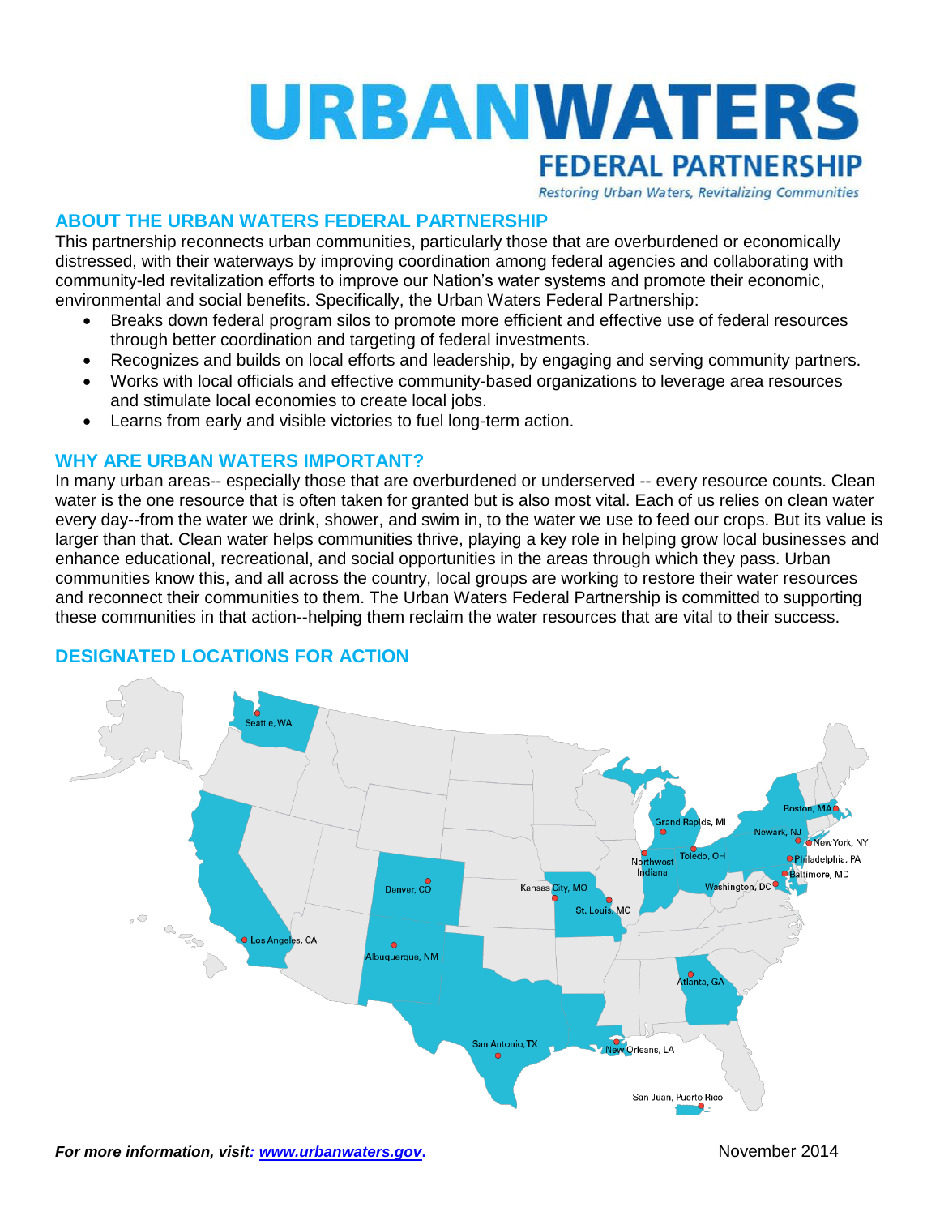# URBANWATERS

## FEDERAL PARTNERSHIP

*Restoring Urban Waters, Revitalizing Communities*

## ABOUT THE URBAN WATERS FEDERAL PARTNERSHIP

This partnership reconnects urban communities, particularly those that are overburdened or economically distressed, with their waterways by improving coordination among federal agencies and collaborating with community-led revitalization efforts to improve our Nation's water systems and promote their economic, environmental and social benefits. Specifically, the Urban Waters Federal Partnership:

- Breaks down federal program silos to promote more efficient and effective use of federal resources through better coordination and targeting of federal investments.
- Recognizes and builds on local efforts and leadership, by engaging and serving community partners.
- Works with local officials and effective community-based organizations to leverage area resources and stimulate local economies to create local jobs.
- Learns from early and visible victories to fuel long-term action.

## WHY ARE URBAN WATERS IMPORTANT?

In many urban areas-- especially those that are overburdened or underserved -- every resource counts. Clean water is the one resource that is often taken for granted but is also most vital. Each of us relies on clean water every day--from the water we drink, shower, and swim in, to the water we use to feed our crops. But its value is larger than that. Clean water helps communities thrive, playing a key role in helping grow local businesses and enhance educational, recreational, and social opportunities in the areas through which they pass. Urban communities know this, and all across the country, local groups are working to restore their water resources and reconnect their communities to them. The Urban Waters Federal Partnership is committed to supporting these communities in that action--helping them reclaim the water resources that are vital to their success.

## DESIGNATED LOCATIONS FOR ACTION

***For more information, visit: [www.urbanwaters.gov](http://www.urbanwaters.gov).***

November 2014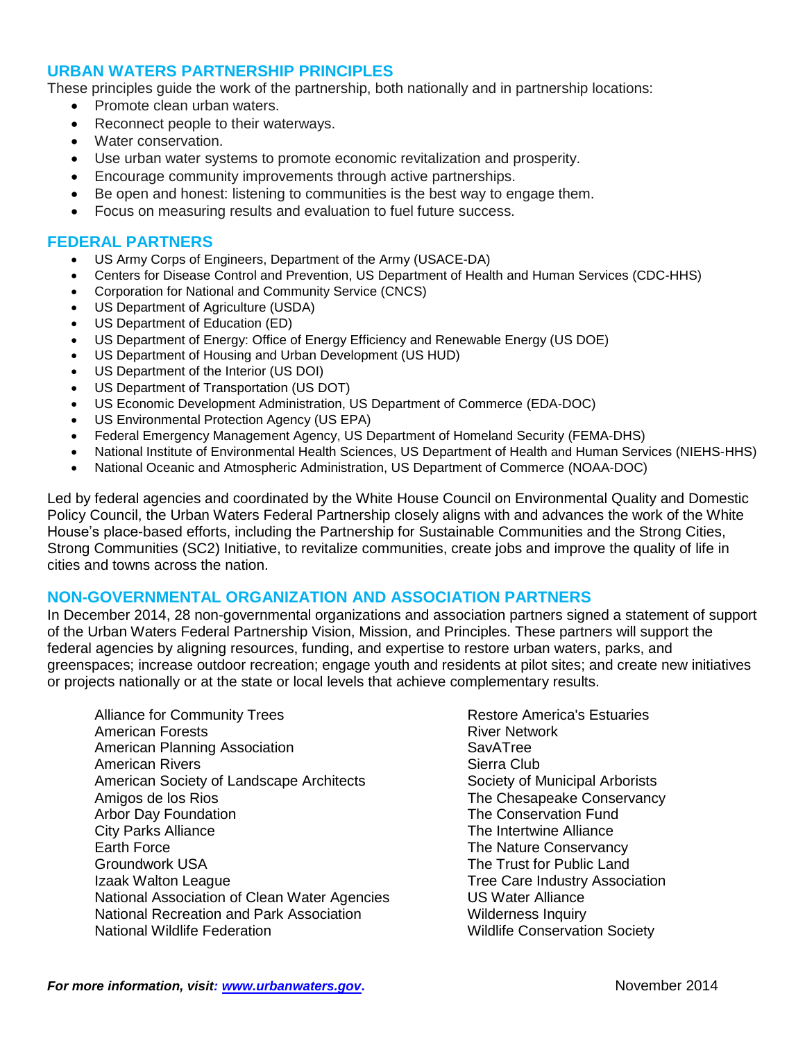## URBAN WATERS PARTNERSHIP PRINCIPLES

These principles guide the work of the partnership, both nationally and in partnership locations:

- Promote clean urban waters.
- Reconnect people to their waterways.
- Water conservation.
- Use urban water systems to promote economic revitalization and prosperity.
- Encourage community improvements through active partnerships.
- Be open and honest: listening to communities is the best way to engage them.
- Focus on measuring results and evaluation to fuel future success.

## FEDERAL PARTNERS

- US Army Corps of Engineers, Department of the Army (USACE-DA)
- Centers for Disease Control and Prevention, US Department of Health and Human Services (CDC-HHS)
- Corporation for National and Community Service (CNCS)
- US Department of Agriculture (USDA)
- US Department of Education (ED)
- US Department of Energy: Office of Energy Efficiency and Renewable Energy (US DOE)
- US Department of Housing and Urban Development (US HUD)
- US Department of the Interior (US DOI)
- US Department of Transportation (US DOT)
- US Economic Development Administration, US Department of Commerce (EDA-DOC)
- US Environmental Protection Agency (US EPA)
- Federal Emergency Management Agency, US Department of Homeland Security (FEMA-DHS)
- National Institute of Environmental Health Sciences, US Department of Health and Human Services (NIEHS-HHS)
- National Oceanic and Atmospheric Administration, US Department of Commerce (NOAA-DOC)

Led by federal agencies and coordinated by the White House Council on Environmental Quality and Domestic Policy Council, the Urban Waters Federal Partnership closely aligns with and advances the work of the White House's place-based efforts, including the Partnership for Sustainable Communities and the Strong Cities, Strong Communities (SC2) Initiative, to revitalize communities, create jobs and improve the quality of life in cities and towns across the nation.

## NON-GOVERNMENTAL ORGANIZATION AND ASSOCIATION PARTNERS

In December 2014, 28 non-governmental organizations and association partners signed a statement of support of the Urban Waters Federal Partnership Vision, Mission, and Principles. These partners will support the federal agencies by aligning resources, funding, and expertise to restore urban waters, parks, and greenspaces; increase outdoor recreation; engage youth and residents at pilot sites; and create new initiatives or projects nationally or at the state or local levels that achieve complementary results.

Alliance for Community Trees
American Forests
American Planning Association
American Rivers
American Society of Landscape Architects
Amigos de los Rios
Arbor Day Foundation
City Parks Alliance
Earth Force
Groundwork USA
Izaak Walton League
National Association of Clean Water Agencies
National Recreation and Park Association
National Wildlife Federation
Restore America's Estuaries
River Network
SavATree
Sierra Club
Society of Municipal Arborists
The Chesapeake Conservancy
The Conservation Fund
The Intertwine Alliance
The Nature Conservancy
The Trust for Public Land
Tree Care Industry Association
US Water Alliance
Wilderness Inquiry
Wildlife Conservation Society

***For more information, visit: [www.urbanwaters.gov](http://www.urbanwaters.gov).***

November 2014